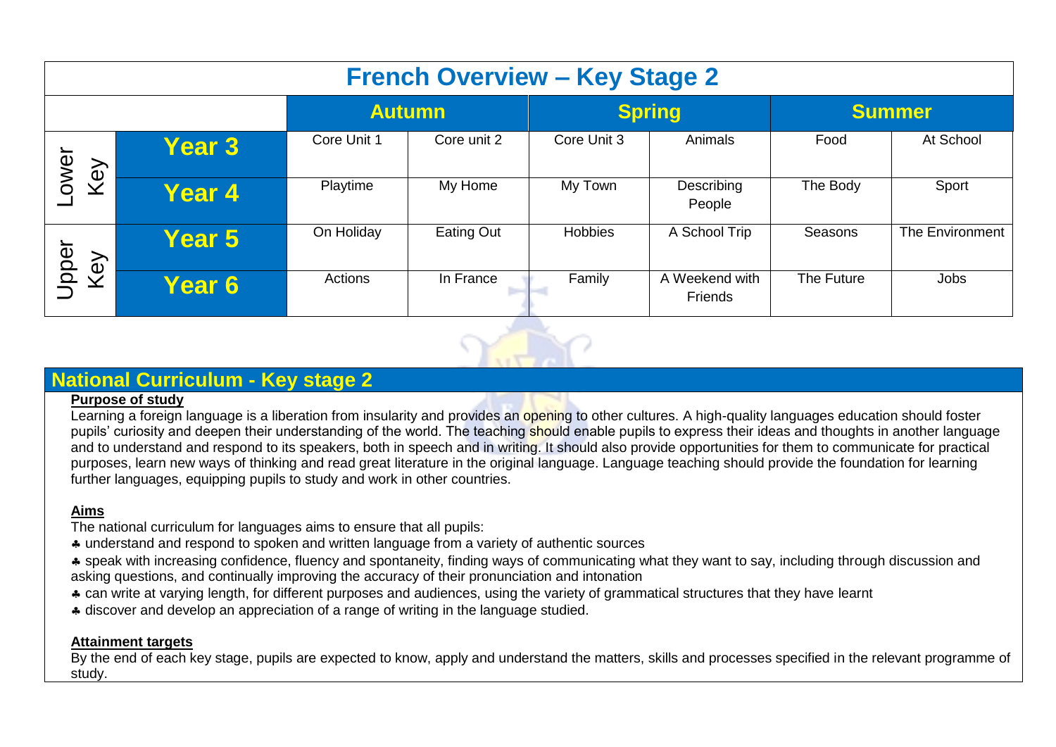# French Overview – Key Stage 2

| | | Autumn | | Spring | | Summer | |
|---|---|---|---|---|---|---|---|
| Lower Key | Year 3 | Core Unit 1 | Core unit 2 | Core Unit 3 | Animals | Food | At School |
| | Year 4 | Playtime | My Home | My Town | Describing People | The Body | Sport |
| Upper Key | Year 5 | On Holiday | Eating Out | Hobbies | A School Trip | Seasons | The Environment |
| | Year 6 | Actions | In France | Family | A Weekend with Friends | The Future | Jobs |

## National Curriculum - Key stage 2

**Purpose of study**

Learning a foreign language is a liberation from insularity and provides an opening to other cultures. A high-quality languages education should foster pupils' curiosity and deepen their understanding of the world. The teaching should enable pupils to express their ideas and thoughts in another language and to understand and respond to its speakers, both in speech and in writing. It should also provide opportunities for them to communicate for practical purposes, learn new ways of thinking and read great literature in the original language. Language teaching should provide the foundation for learning further languages, equipping pupils to study and work in other countries.

**Aims**

The national curriculum for languages aims to ensure that all pupils:

- understand and respond to spoken and written language from a variety of authentic sources
- speak with increasing confidence, fluency and spontaneity, finding ways of communicating what they want to say, including through discussion and asking questions, and continually improving the accuracy of their pronunciation and intonation
- can write at varying length, for different purposes and audiences, using the variety of grammatical structures that they have learnt
- discover and develop an appreciation of a range of writing in the language studied.

**Attainment targets**

By the end of each key stage, pupils are expected to know, apply and understand the matters, skills and processes specified in the relevant programme of study.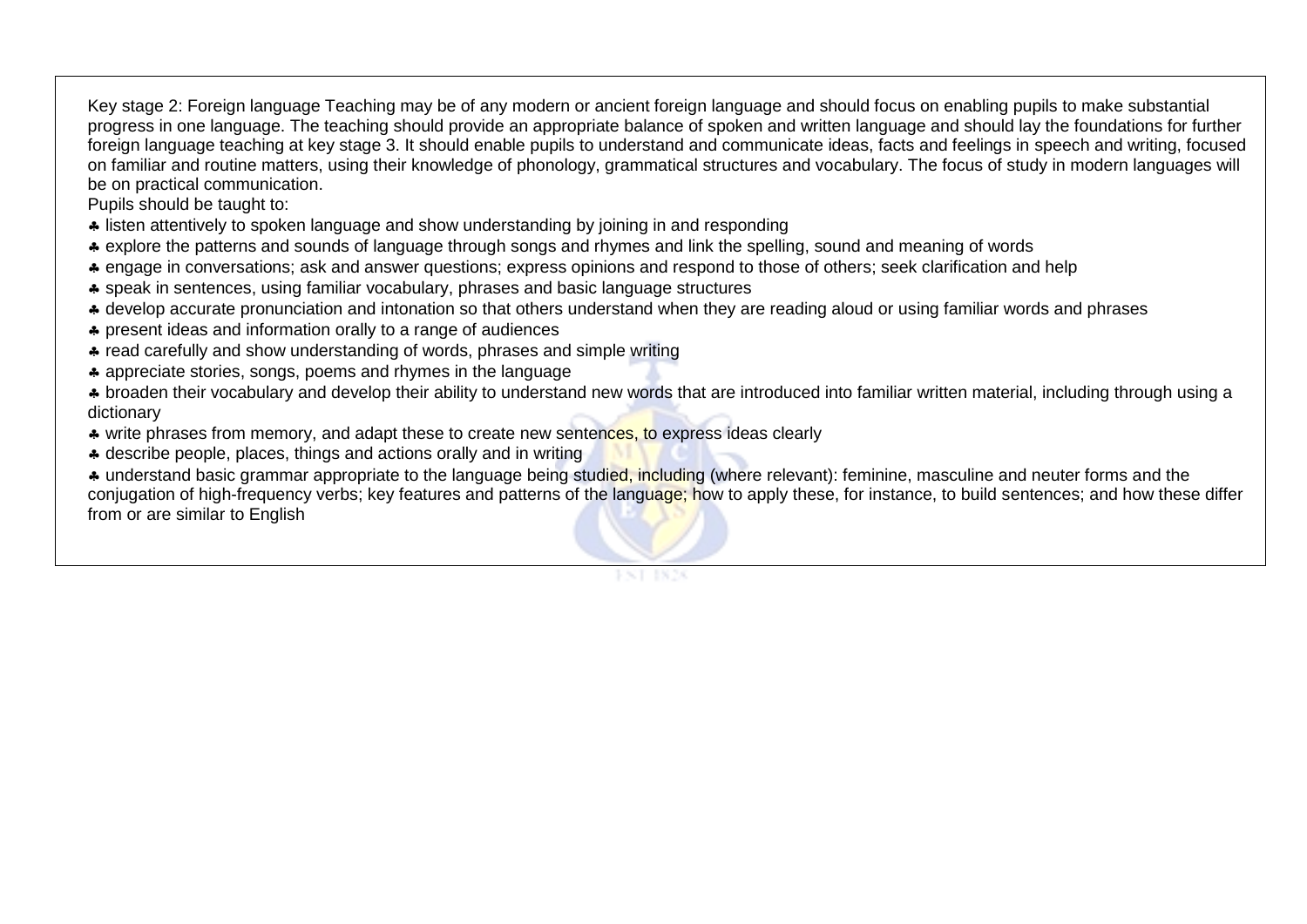Key stage 2: Foreign language Teaching may be of any modern or ancient foreign language and should focus on enabling pupils to make substantial progress in one language. The teaching should provide an appropriate balance of spoken and written language and should lay the foundations for further foreign language teaching at key stage 3. It should enable pupils to understand and communicate ideas, facts and feelings in speech and writing, focused on familiar and routine matters, using their knowledge of phonology, grammatical structures and vocabulary. The focus of study in modern languages will be on practical communication.

Pupils should be taught to:

- listen attentively to spoken language and show understanding by joining in and responding
- explore the patterns and sounds of language through songs and rhymes and link the spelling, sound and meaning of words
- engage in conversations; ask and answer questions; express opinions and respond to those of others; seek clarification and help
- speak in sentences, using familiar vocabulary, phrases and basic language structures
- develop accurate pronunciation and intonation so that others understand when they are reading aloud or using familiar words and phrases
- present ideas and information orally to a range of audiences
- read carefully and show understanding of words, phrases and simple writing
- appreciate stories, songs, poems and rhymes in the language
- broaden their vocabulary and develop their ability to understand new words that are introduced into familiar written material, including through using a dictionary
- write phrases from memory, and adapt these to create new sentences, to express ideas clearly
- describe people, places, things and actions orally and in writing
- understand basic grammar appropriate to the language being studied, including (where relevant): feminine, masculine and neuter forms and the conjugation of high-frequency verbs; key features and patterns of the language; how to apply these, for instance, to build sentences; and how these differ from or are similar to English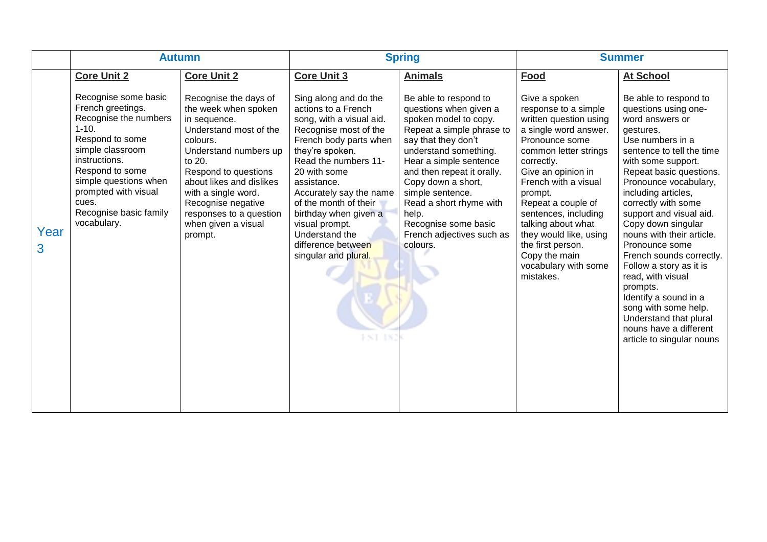| | Autumn | | Spring | | Summer | |
|---|---|---|---|---|---|---|
| | **Core Unit 2** | **Core Unit 2** | **Core Unit 3** | **Animals** | **Food** | **At School** |
| Year 3 | Recognise some basic French greetings.<br>Recognise the numbers 1-10.<br>Respond to some simple classroom instructions.<br>Respond to some simple questions when prompted with visual cues.<br>Recognise basic family vocabulary. | Recognise the days of the week when spoken in sequence.<br>Understand most of the colours.<br>Understand numbers up to 20.<br>Respond to questions about likes and dislikes with a single word.<br>Recognise negative responses to a question when given a visual prompt. | Sing along and do the actions to a French song, with a visual aid.<br>Recognise most of the French body parts when they're spoken.<br>Read the numbers 11-20 with some assistance.<br>Accurately say the name of the month of their birthday when given a visual prompt.<br>Understand the difference between singular and plural. | Be able to respond to questions when given a spoken model to copy.<br>Repeat a simple phrase to say that they don't understand something.<br>Hear a simple sentence and then repeat it orally.<br>Copy down a short, simple sentence.<br>Read a short rhyme with help.<br>Recognise some basic French adjectives such as colours. | Give a spoken response to a simple written question using a single word answer.<br>Pronounce some common letter strings correctly.<br>Give an opinion in French with a visual prompt.<br>Repeat a couple of sentences, including talking about what they would like, using the first person.<br>Copy the main vocabulary with some mistakes. | Be able to respond to questions using one-word answers or gestures.<br>Use numbers in a sentence to tell the time with some support.<br>Repeat basic questions.<br>Pronounce vocabulary, including articles, correctly with some support and visual aid.<br>Copy down singular nouns with their article.<br>Pronounce some French sounds correctly.<br>Follow a story as it is read, with visual prompts.<br>Identify a sound in a song with some help.<br>Understand that plural nouns have a different article to singular nouns |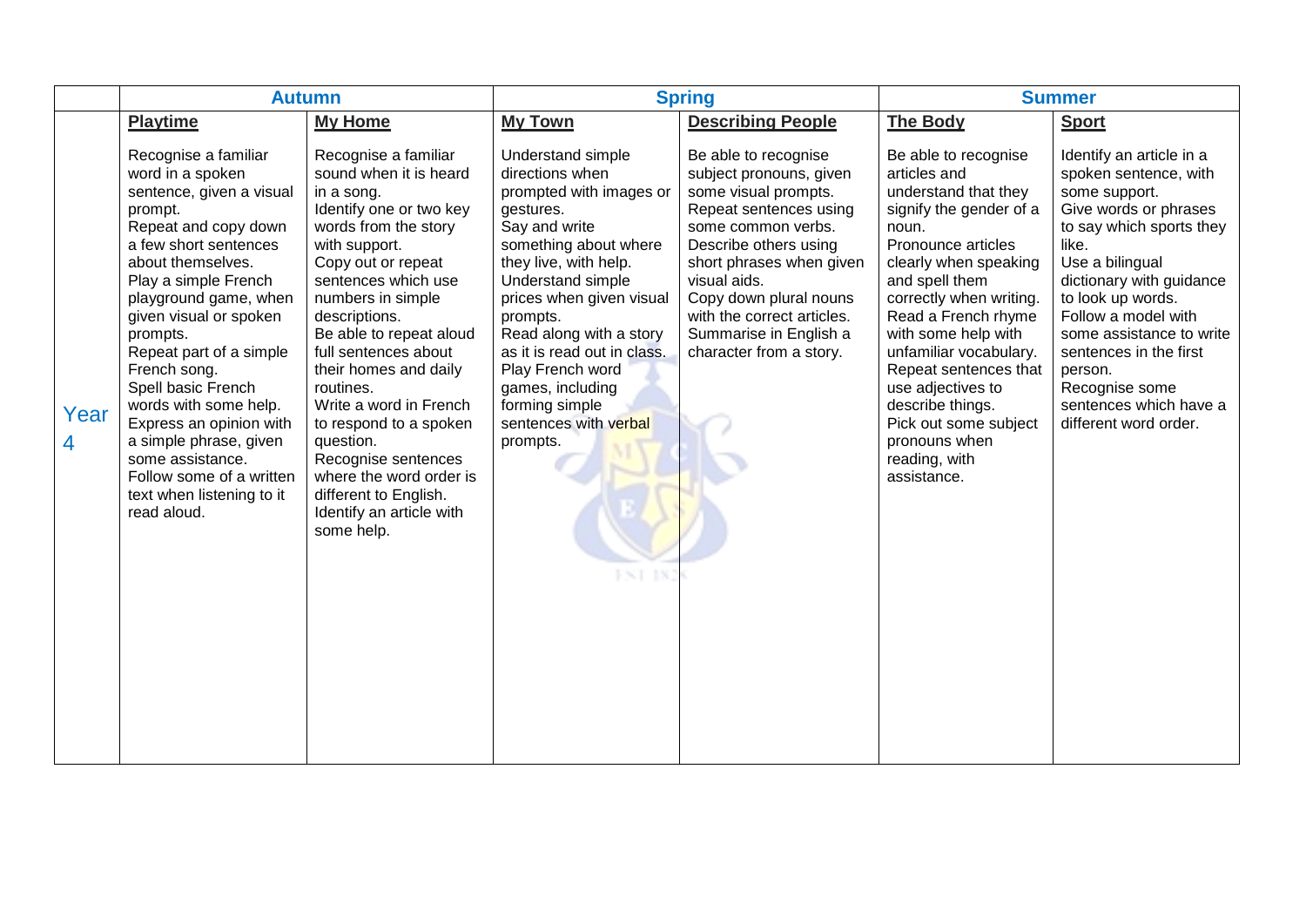| | Autumn | | Spring | | Summer | |
|---|---|---|---|---|---|---|
| | **Playtime** | **My Home** | **My Town** | **Describing People** | **The Body** | **Sport** |
| Year 4 | Recognise a familiar word in a spoken sentence, given a visual prompt.<br>Repeat and copy down a few short sentences about themselves.<br>Play a simple French playground game, when given visual or spoken prompts.<br>Repeat part of a simple French song.<br>Spell basic French words with some help.<br>Express an opinion with a simple phrase, given some assistance.<br>Follow some of a written text when listening to it read aloud. | Recognise a familiar sound when it is heard in a song.<br>Identify one or two key words from the story with support.<br>Copy out or repeat sentences which use numbers in simple descriptions.<br>Be able to repeat aloud full sentences about their homes and daily routines.<br>Write a word in French to respond to a spoken question.<br>Recognise sentences where the word order is different to English.<br>Identify an article with some help. | Understand simple directions when prompted with images or gestures.<br>Say and write something about where they live, with help.<br>Understand simple prices when given visual prompts.<br>Read along with a story as it is read out in class.<br>Play French word games, including forming simple sentences with verbal prompts. | Be able to recognise subject pronouns, given some visual prompts.<br>Repeat sentences using some common verbs.<br>Describe others using short phrases when given visual aids.<br>Copy down plural nouns with the correct articles.<br>Summarise in English a character from a story. | Be able to recognise articles and understand that they signify the gender of a noun.<br>Pronounce articles clearly when speaking and spell them correctly when writing.<br>Read a French rhyme with some help with unfamiliar vocabulary.<br>Repeat sentences that use adjectives to describe things.<br>Pick out some subject pronouns when reading, with assistance. | Identify an article in a spoken sentence, with some support.<br>Give words or phrases to say which sports they like.<br>Use a bilingual dictionary with guidance to look up words.<br>Follow a model with some assistance to write sentences in the first person.<br>Recognise some sentences which have a different word order. |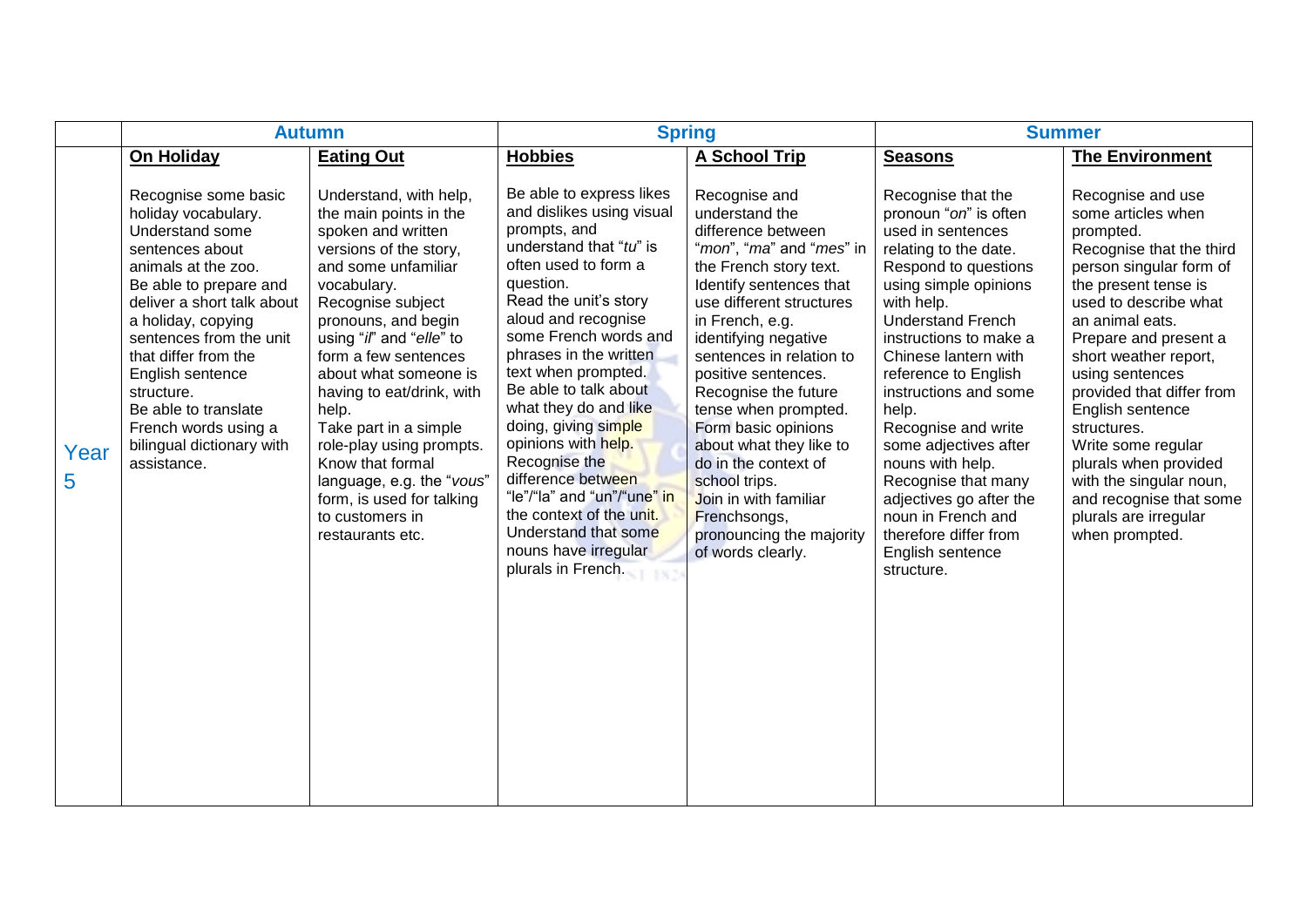| | Autumn | | Spring | | Summer | |
|---|---|---|---|---|---|---|
| | **On Holiday** | **Eating Out** | **Hobbies** | **A School Trip** | **Seasons** | **The Environment** |
| Year 5 | Recognise some basic holiday vocabulary.<br>Understand some sentences about animals at the zoo.<br>Be able to prepare and deliver a short talk about a holiday, copying sentences from the unit that differ from the English sentence structure.<br>Be able to translate French words using a bilingual dictionary with assistance. | Understand, with help, the main points in the spoken and written versions of the story, and some unfamiliar vocabulary.<br>Recognise subject pronouns, and begin using "*il*" and "*elle*" to form a few sentences about what someone is having to eat/drink, with help.<br>Take part in a simple role-play using prompts.<br>Know that formal language, e.g. the "*vous*" form, is used for talking to customers in restaurants etc. | Be able to express likes and dislikes using visual prompts, and understand that "*tu*" is often used to form a question.<br>Read the unit's story aloud and recognise some French words and phrases in the written text when prompted.<br>Be able to talk about what they do and like doing, giving simple opinions with help.<br>Recognise the difference between "le"/"la" and "un"/"une" in the context of the unit.<br>Understand that some nouns have irregular plurals in French. | Recognise and understand the difference between "*mon*", "*ma*" and "*mes*" in the French story text.<br>Identify sentences that use different structures in French, e.g. identifying negative sentences in relation to positive sentences.<br>Recognise the future tense when prompted.<br>Form basic opinions about what they like to do in the context of school trips.<br>Join in with familiar Frenchsongs, pronouncing the majority of words clearly. | Recognise that the pronoun "*on*" is often used in sentences relating to the date.<br>Respond to questions using simple opinions with help.<br>Understand French instructions to make a Chinese lantern with reference to English instructions and some help.<br>Recognise and write some adjectives after nouns with help.<br>Recognise that many adjectives go after the noun in French and therefore differ from English sentence structure. | Recognise and use some articles when prompted.<br>Recognise that the third person singular form of the present tense is used to describe what an animal eats.<br>Prepare and present a short weather report, using sentences provided that differ from English sentence structures.<br>Write some regular plurals when provided with the singular noun, and recognise that some plurals are irregular when prompted. |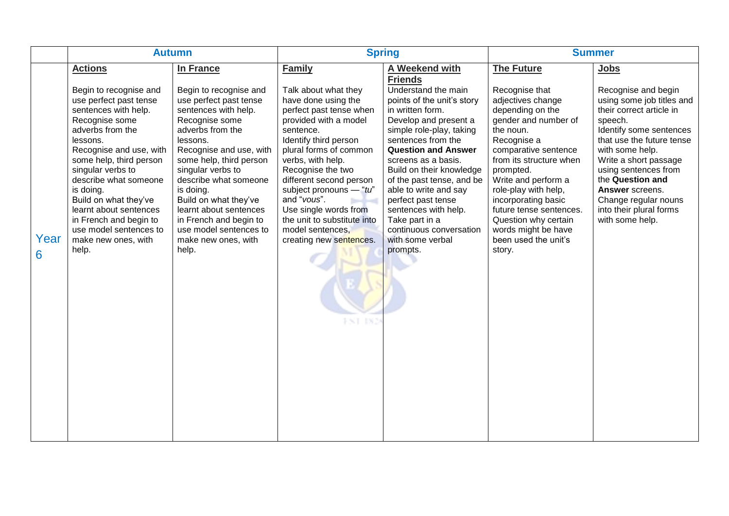| | Autumn | | Spring | | Summer | |
|---|---|---|---|---|---|---|
| | **Actions** | **In France** | **Family** | **A Weekend with Friends** | **The Future** | **Jobs** |
| Year 6 | Begin to recognise and use perfect past tense sentences with help.<br>Recognise some adverbs from the lessons.<br>Recognise and use, with some help, third person singular verbs to describe what someone is doing.<br>Build on what they've learnt about sentences in French and begin to use model sentences to make new ones, with help. | Begin to recognise and use perfect past tense sentences with help.<br>Recognise some adverbs from the lessons.<br>Recognise and use, with some help, third person singular verbs to describe what someone is doing.<br>Build on what they've learnt about sentences in French and begin to use model sentences to make new ones, with help. | Talk about what they have done using the perfect past tense when provided with a model sentence.<br>Identify third person plural forms of common verbs, with help.<br>Recognise the two different second person subject pronouns — "*tu*" and "*vous*".<br>Use single words from the unit to substitute into model sentences, creating new sentences. | Understand the main points of the unit's story in written form.<br>Develop and present a simple role-play, taking sentences from the **Question and Answer** screens as a basis.<br>Build on their knowledge of the past tense, and be able to write and say perfect past tense sentences with help.<br>Take part in a continuous conversation with some verbal prompts. | Recognise that adjectives change depending on the gender and number of the noun.<br>Recognise a comparative sentence from its structure when prompted.<br>Write and perform a role-play with help, incorporating basic future tense sentences.<br>Question why certain words might be have been used the unit's story. | Recognise and begin using some job titles and their correct article in speech.<br>Identify some sentences that use the future tense with some help.<br>Write a short passage using sentences from the **Question and Answer** screens.<br>Change regular nouns into their plural forms with some help. |